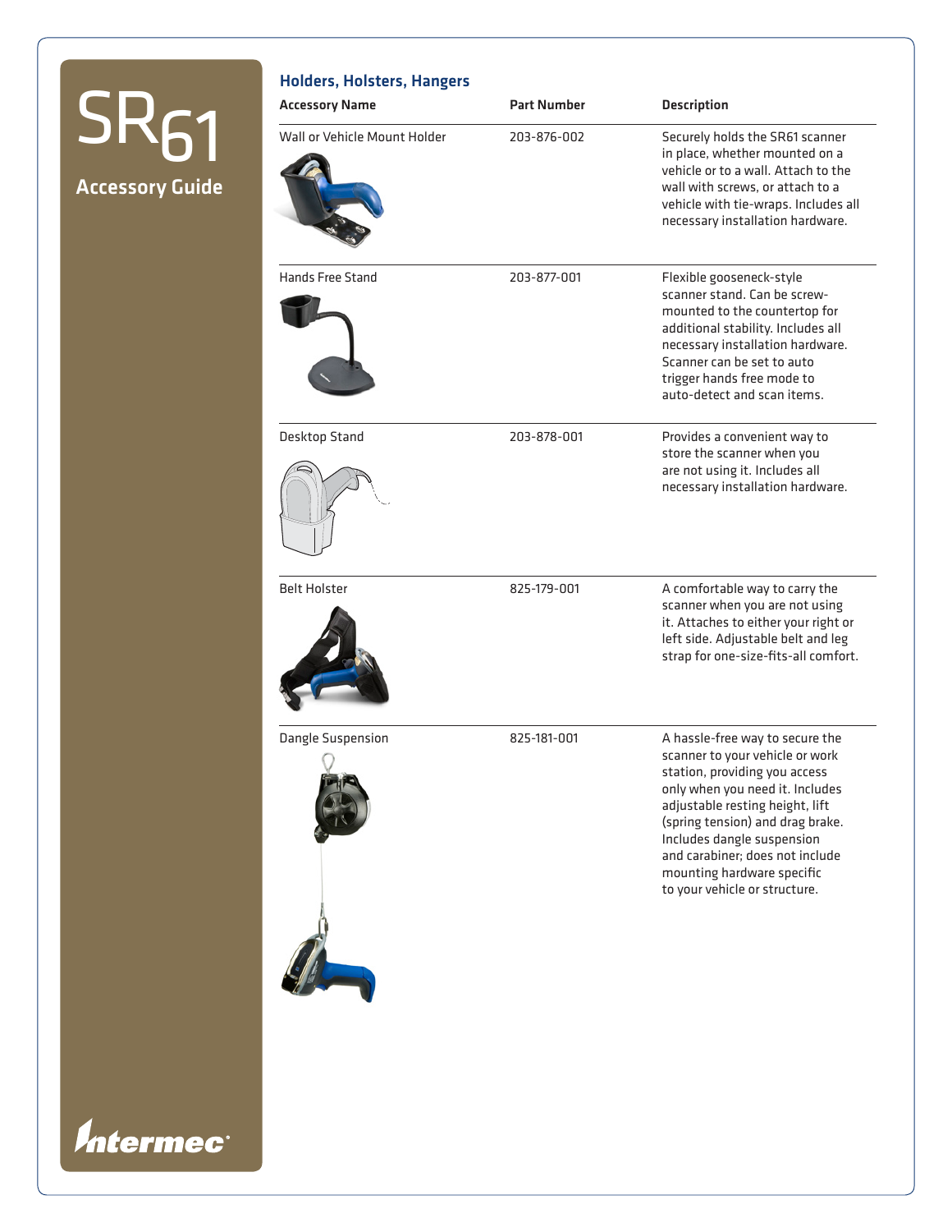# SR61

## Accessory Guide

### Holders, Holsters, Hangers

| Accessory Name | Part Number | Description |
|---|---|---|
| Wall or Vehicle Mount Holder | 203-876-002 | Securely holds the SR61 scanner in place, whether mounted on a vehicle or to a wall. Attach to the wall with screws, or attach to a vehicle with tie-wraps. Includes all necessary installation hardware. |
| Hands Free Stand | 203-877-001 | Flexible gooseneck-style scanner stand. Can be screw-mounted to the countertop for additional stability. Includes all necessary installation hardware. Scanner can be set to auto trigger hands free mode to auto-detect and scan items. |
| Desktop Stand | 203-878-001 | Provides a convenient way to store the scanner when you are not using it. Includes all necessary installation hardware. |
| Belt Holster | 825-179-001 | A comfortable way to carry the scanner when you are not using it. Attaches to either your right or left side. Adjustable belt and leg strap for one-size-fits-all comfort. |
| Dangle Suspension | 825-181-001 | A hassle-free way to secure the scanner to your vehicle or work station, providing you access only when you need it. Includes adjustable resting height, lift (spring tension) and drag brake. Includes dangle suspension and carabiner; does not include mounting hardware specific to your vehicle or structure. |

Intermec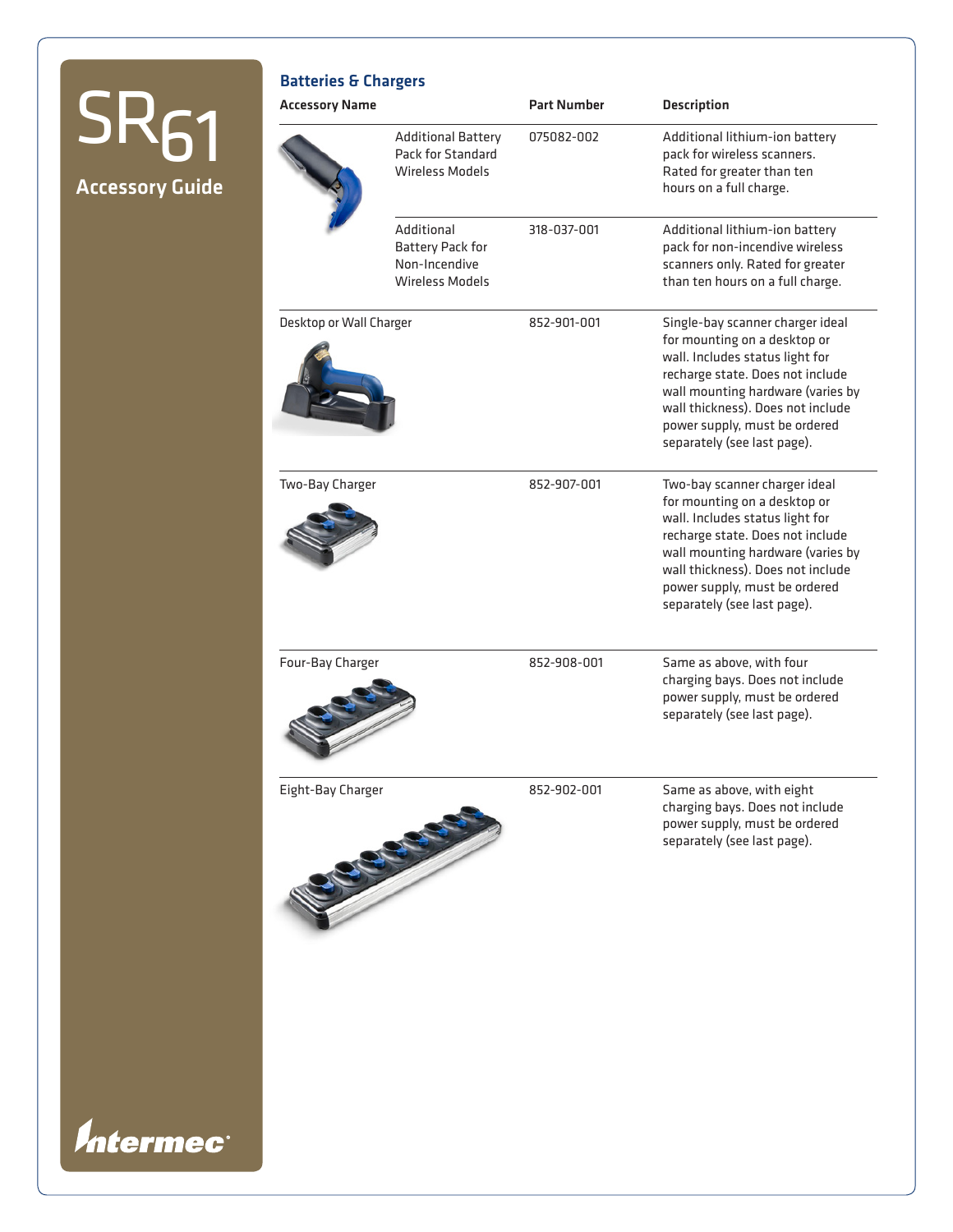SR61

Accessory Guide

## Batteries & Chargers

| Accessory Name | Part Number | Description |
|---|---|---|
| Additional Battery Pack for Standard Wireless Models | 075082-002 | Additional lithium-ion battery pack for wireless scanners. Rated for greater than ten hours on a full charge. |
| Additional Battery Pack for Non-Incendive Wireless Models | 318-037-001 | Additional lithium-ion battery pack for non-incendive wireless scanners only. Rated for greater than ten hours on a full charge. |
| Desktop or Wall Charger | 852-901-001 | Single-bay scanner charger ideal for mounting on a desktop or wall. Includes status light for recharge state. Does not include wall mounting hardware (varies by wall thickness). Does not include power supply, must be ordered separately (see last page). |
| Two-Bay Charger | 852-907-001 | Two-bay scanner charger ideal for mounting on a desktop or wall. Includes status light for recharge state. Does not include wall mounting hardware (varies by wall thickness). Does not include power supply, must be ordered separately (see last page). |
| Four-Bay Charger | 852-908-001 | Same as above, with four charging bays. Does not include power supply, must be ordered separately (see last page). |
| Eight-Bay Charger | 852-902-001 | Same as above, with eight charging bays. Does not include power supply, must be ordered separately (see last page). |

Intermec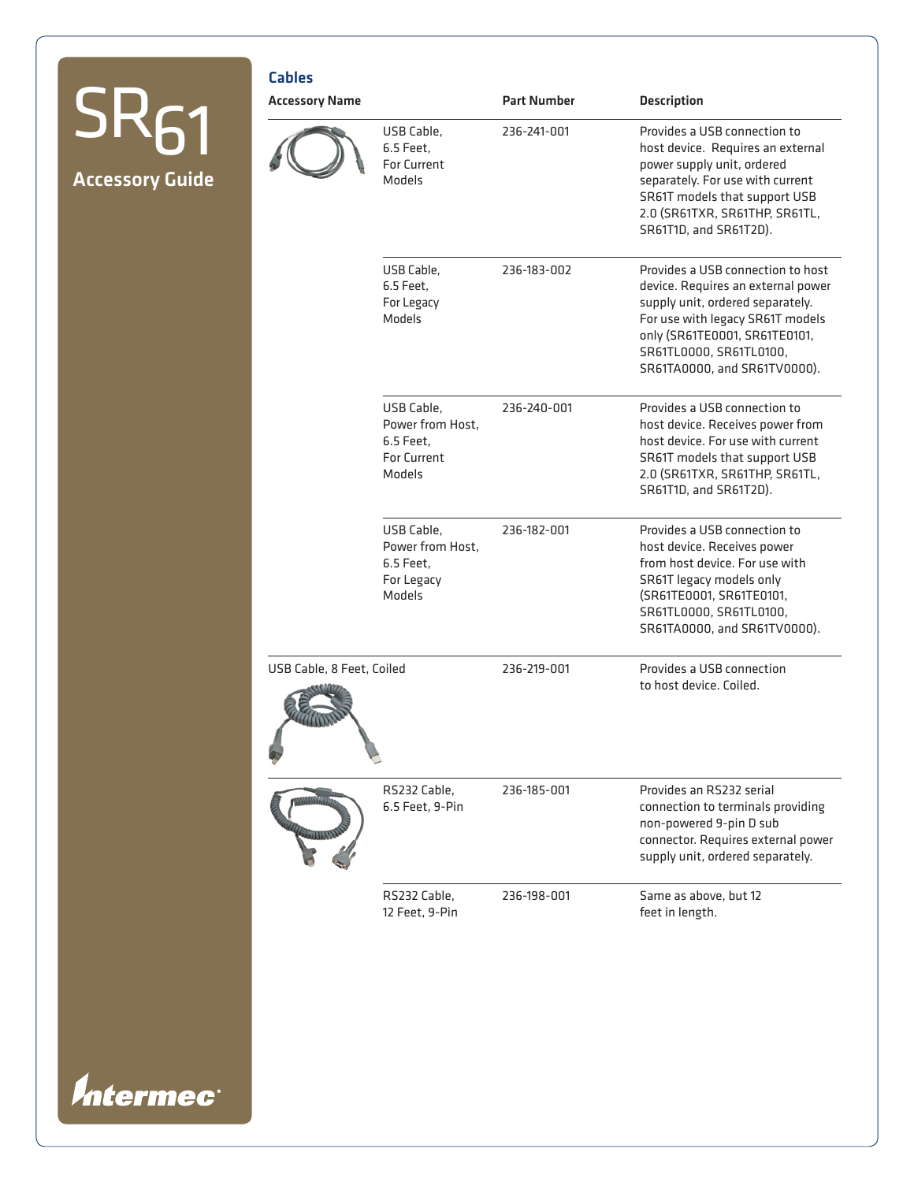# SR61

## Accessory Guide

### Cables

| Accessory Name | Part Number | Description |
|---|---|---|
| USB Cable, 6.5 Feet, For Current Models | 236-241-001 | Provides a USB connection to host device. Requires an external power supply unit, ordered separately. For use with current SR61T models that support USB 2.0 (SR61TXR, SR61THP, SR61TL, SR61T1D, and SR61T2D). |
| USB Cable, 6.5 Feet, For Legacy Models | 236-183-002 | Provides a USB connection to host device. Requires an external power supply unit, ordered separately. For use with legacy SR61T models only (SR61TE0001, SR61TE0101, SR61TL0000, SR61TL0100, SR61TA0000, and SR61TV0000). |
| USB Cable, Power from Host, 6.5 Feet, For Current Models | 236-240-001 | Provides a USB connection to host device. Receives power from host device. For use with current SR61T models that support USB 2.0 (SR61TXR, SR61THP, SR61TL, SR61T1D, and SR61T2D). |
| USB Cable, Power from Host, 6.5 Feet, For Legacy Models | 236-182-001 | Provides a USB connection to host device. Receives power from host device. For use with SR61T legacy models only (SR61TE0001, SR61TE0101, SR61TL0000, SR61TL0100, SR61TA0000, and SR61TV0000). |
| USB Cable, 8 Feet, Coiled | 236-219-001 | Provides a USB connection to host device. Coiled. |
| RS232 Cable, 6.5 Feet, 9-Pin | 236-185-001 | Provides an RS232 serial connection to terminals providing non-powered 9-pin D sub connector. Requires external power supply unit, ordered separately. |
| RS232 Cable, 12 Feet, 9-Pin | 236-198-001 | Same as above, but 12 feet in length. |

Intermec®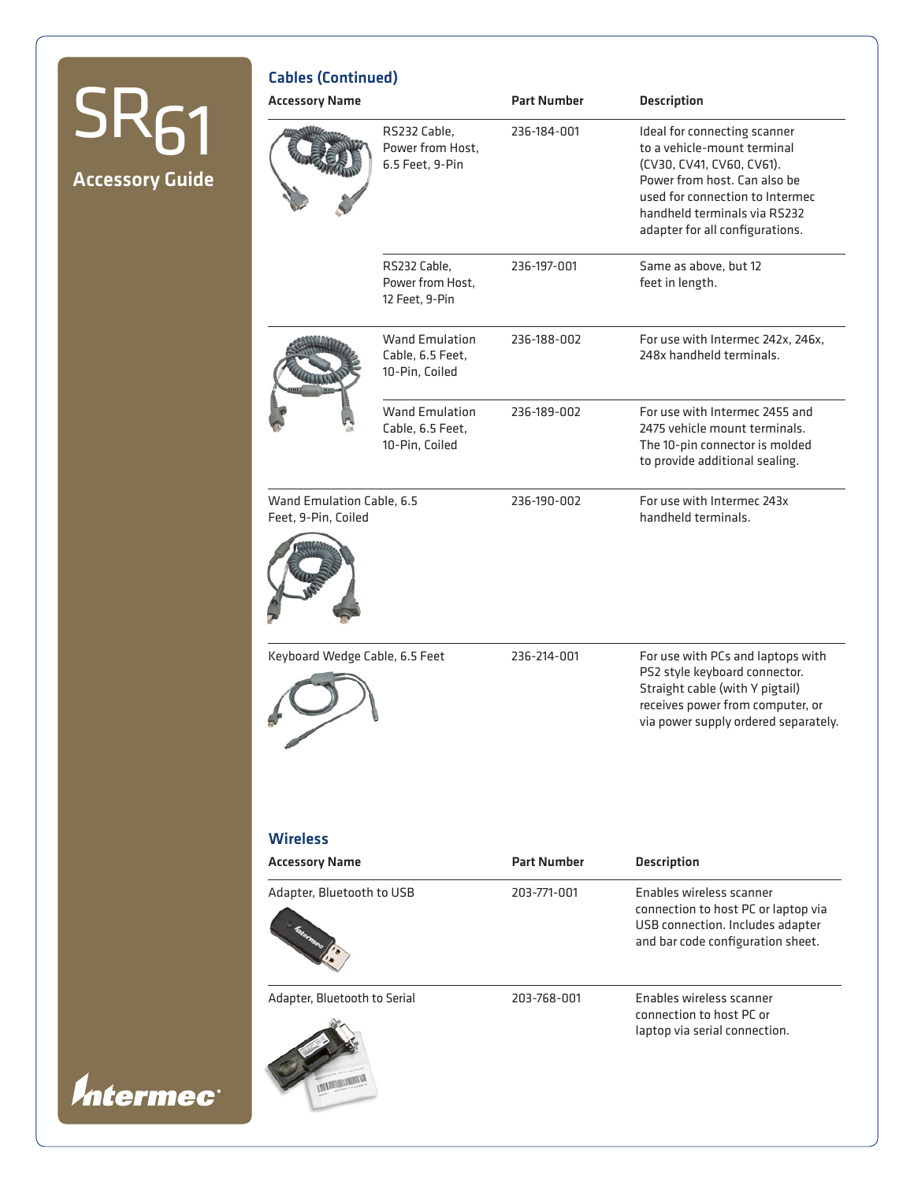# SR61 Accessory Guide

## Cables (Continued)

| Accessory Name | Part Number | Description |
|---|---|---|
| RS232 Cable, Power from Host, 6.5 Feet, 9-Pin | 236-184-001 | Ideal for connecting scanner to a vehicle-mount terminal (CV30, CV41, CV60, CV61). Power from host. Can also be used for connection to Intermec handheld terminals via RS232 adapter for all configurations. |
| RS232 Cable, Power from Host, 12 Feet, 9-Pin | 236-197-001 | Same as above, but 12 feet in length. |
| Wand Emulation Cable, 6.5 Feet, 10-Pin, Coiled | 236-188-002 | For use with Intermec 242x, 246x, 248x handheld terminals. |
| Wand Emulation Cable, 6.5 Feet, 10-Pin, Coiled | 236-189-002 | For use with Intermec 2455 and 2475 vehicle mount terminals. The 10-pin connector is molded to provide additional sealing. |
| Wand Emulation Cable, 6.5 Feet, 9-Pin, Coiled | 236-190-002 | For use with Intermec 243x handheld terminals. |
| Keyboard Wedge Cable, 6.5 Feet | 236-214-001 | For use with PCs and laptops with PS2 style keyboard connector. Straight cable (with Y pigtail) receives power from computer, or via power supply ordered separately. |

## Wireless

| Accessory Name | Part Number | Description |
|---|---|---|
| Adapter, Bluetooth to USB | 203-771-001 | Enables wireless scanner connection to host PC or laptop via USB connection. Includes adapter and bar code configuration sheet. |
| Adapter, Bluetooth to Serial | 203-768-001 | Enables wireless scanner connection to host PC or laptop via serial connection. |

Intermec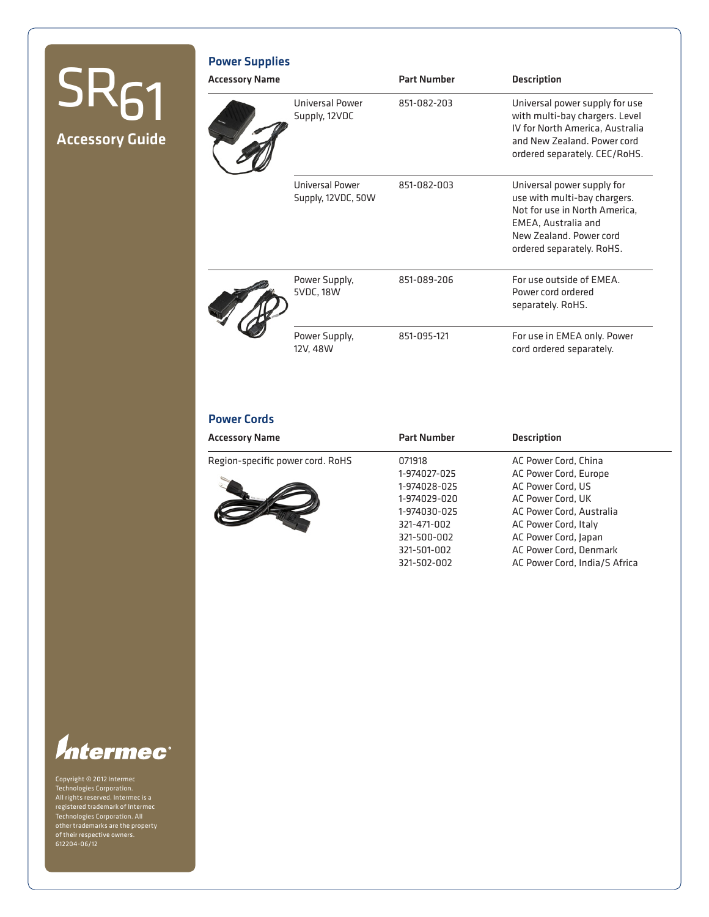# SR61

## Accessory Guide

### Power Supplies

| Accessory Name | Part Number | Description |
| --- | --- | --- |
| Universal Power Supply, 12VDC | 851-082-203 | Universal power supply for use with multi-bay chargers. Level IV for North America, Australia and New Zealand. Power cord ordered separately. CEC/RoHS. |
| Universal Power Supply, 12VDC, 50W | 851-082-003 | Universal power supply for use with multi-bay chargers. Not for use in North America, EMEA, Australia and New Zealand. Power cord ordered separately. RoHS. |
| Power Supply, 5VDC, 18W | 851-089-206 | For use outside of EMEA. Power cord ordered separately. RoHS. |
| Power Supply, 12V, 48W | 851-095-121 | For use in EMEA only. Power cord ordered separately. |

### Power Cords

| Accessory Name | Part Number | Description |
| --- | --- | --- |
| Region-specific power cord. RoHS | 071918 | AC Power Cord, China |
| | 1-974027-025 | AC Power Cord, Europe |
| | 1-974028-025 | AC Power Cord, US |
| | 1-974029-020 | AC Power Cord, UK |
| | 1-974030-025 | AC Power Cord, Australia |
| | 321-471-002 | AC Power Cord, Italy |
| | 321-500-002 | AC Power Cord, Japan |
| | 321-501-002 | AC Power Cord, Denmark |
| | 321-502-002 | AC Power Cord, India/S Africa |

Intermec®

Copyright © 2012 Intermec Technologies Corporation. All rights reserved. Intermec is a registered trademark of Intermec Technologies Corporation. All other trademarks are the property of their respective owners. 612204-06/12